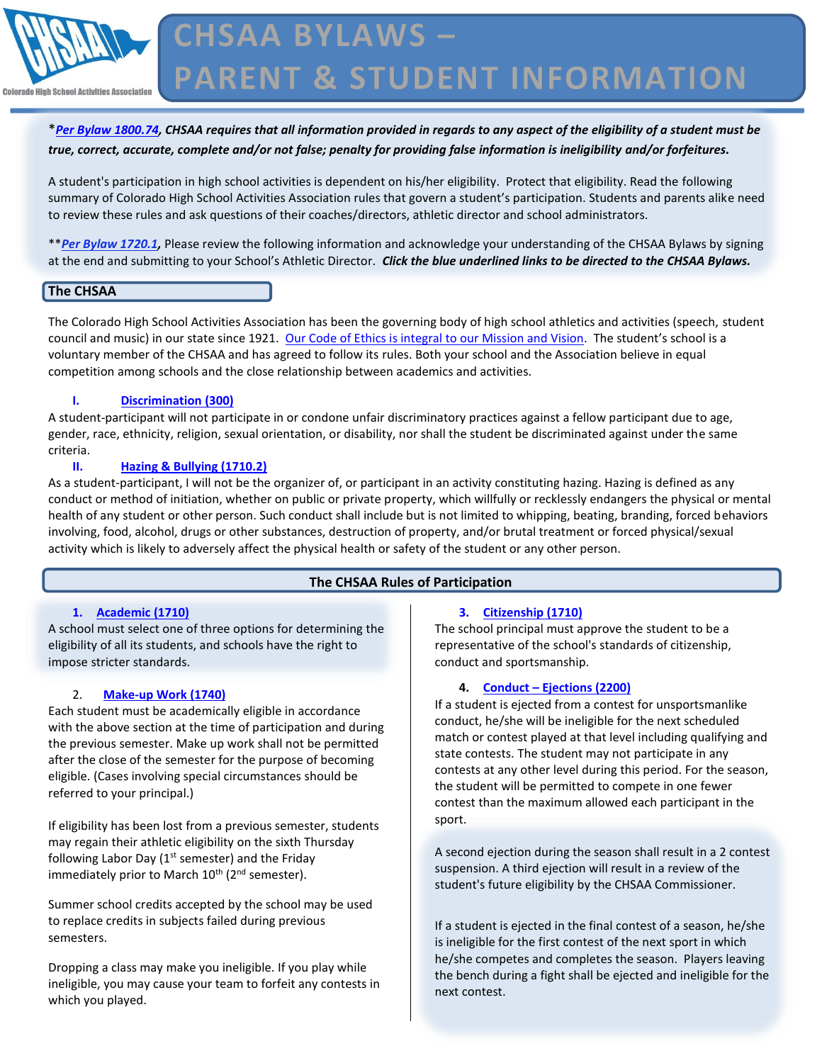# CHSAA BYLAWS – PARENT & STUDENT INFORMATION

\****Per Bylaw 1800.74**, CHSAA requires that all information provided in regards to any aspect of the eligibility of a student must be true, correct, accurate, complete and/or not false; penalty for providing false information is ineligibility and/or forfeitures.*

A student's participation in high school activities is dependent on his/her eligibility. Protect that eligibility. Read the following summary of Colorado High School Activities Association rules that govern a student's participation. Students and parents alike need to review these rules and ask questions of their coaches/directors, athletic director and school administrators.

\*\****Per Bylaw 1720.1***, Please review the following information and acknowledge your understanding of the CHSAA Bylaws by signing at the end and submitting to your School's Athletic Director. ***Click the blue underlined links to be directed to the CHSAA Bylaws.***

## The CHSAA

The Colorado High School Activities Association has been the governing body of high school athletics and activities (speech, student council and music) in our state since 1921. Our Code of Ethics is integral to our Mission and Vision. The student's school is a voluntary member of the CHSAA and has agreed to follow its rules. Both your school and the Association believe in equal competition among schools and the close relationship between academics and activities.

**I. Discrimination (300)**

A student-participant will not participate in or condone unfair discriminatory practices against a fellow participant due to age, gender, race, ethnicity, religion, sexual orientation, or disability, nor shall the student be discriminated against under the same criteria.

**II. Hazing & Bullying (1710.2)**

As a student-participant, I will not be the organizer of, or participant in an activity constituting hazing. Hazing is defined as any conduct or method of initiation, whether on public or private property, which willfully or recklessly endangers the physical or mental health of any student or other person. Such conduct shall include but is not limited to whipping, beating, branding, forced behaviors involving, food, alcohol, drugs or other substances, destruction of property, and/or brutal treatment or forced physical/sexual activity which is likely to adversely affect the physical health or safety of the student or any other person.

## The CHSAA Rules of Participation

**1. Academic (1710)**

A school must select one of three options for determining the eligibility of all its students, and schools have the right to impose stricter standards.

**2. Make-up Work (1740)**

Each student must be academically eligible in accordance with the above section at the time of participation and during the previous semester. Make up work shall not be permitted after the close of the semester for the purpose of becoming eligible. (Cases involving special circumstances should be referred to your principal.)

If eligibility has been lost from a previous semester, students may regain their athletic eligibility on the sixth Thursday following Labor Day (1st semester) and the Friday immediately prior to March 10th (2nd semester).

Summer school credits accepted by the school may be used to replace credits in subjects failed during previous semesters.

Dropping a class may make you ineligible. If you play while ineligible, you may cause your team to forfeit any contests in which you played.

**3. Citizenship (1710)**

The school principal must approve the student to be a representative of the school's standards of citizenship, conduct and sportsmanship.

**4. Conduct – Ejections (2200)**

If a student is ejected from a contest for unsportsmanlike conduct, he/she will be ineligible for the next scheduled match or contest played at that level including qualifying and state contests. The student may not participate in any contests at any other level during this period. For the season, the student will be permitted to compete in one fewer contest than the maximum allowed each participant in the sport.

A second ejection during the season shall result in a 2 contest suspension. A third ejection will result in a review of the student's future eligibility by the CHSAA Commissioner.

If a student is ejected in the final contest of a season, he/she is ineligible for the first contest of the next sport in which he/she competes and completes the season. Players leaving the bench during a fight shall be ejected and ineligible for the next contest.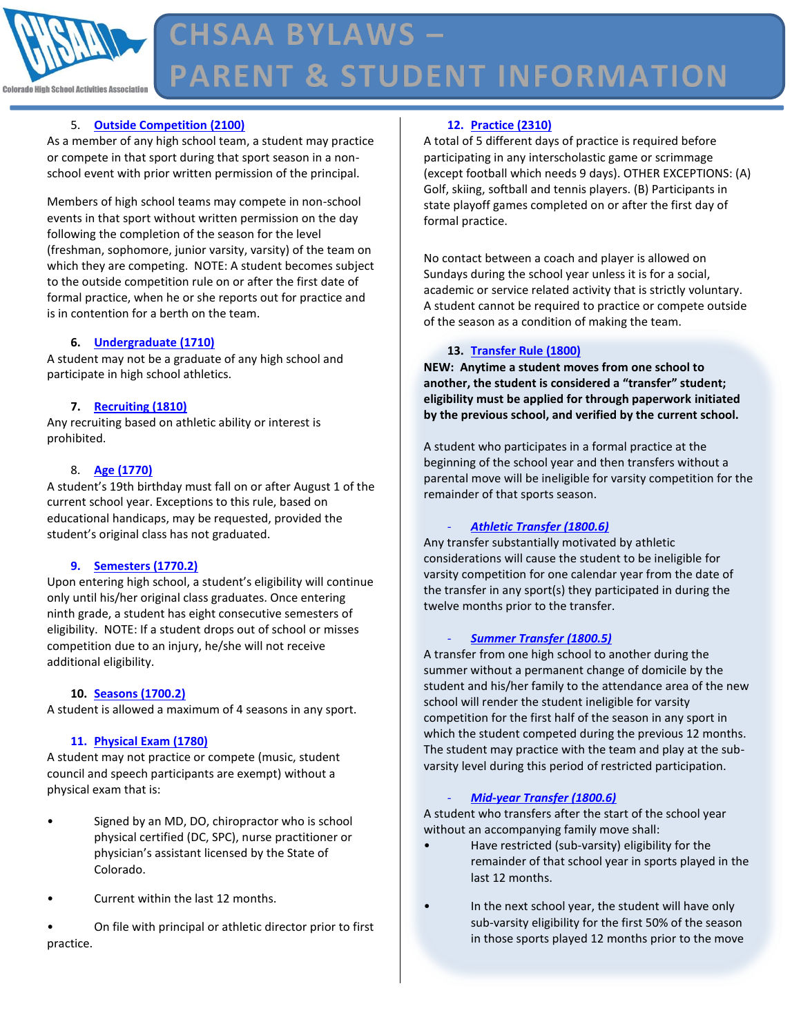5. **Outside Competition (2100)**

As a member of any high school team, a student may practice or compete in that sport during that sport season in a non-school event with prior written permission of the principal.

Members of high school teams may compete in non-school events in that sport without written permission on the day following the completion of the season for the level (freshman, sophomore, junior varsity, varsity) of the team on which they are competing. NOTE: A student becomes subject to the outside competition rule on or after the first date of formal practice, when he or she reports out for practice and is in contention for a berth on the team.

6. **Undergraduate (1710)**

A student may not be a graduate of any high school and participate in high school athletics.

7. **Recruiting (1810)**

Any recruiting based on athletic ability or interest is prohibited.

8. **Age (1770)**

A student's 19th birthday must fall on or after August 1 of the current school year. Exceptions to this rule, based on educational handicaps, may be requested, provided the student's original class has not graduated.

9. **Semesters (1770.2)**

Upon entering high school, a student's eligibility will continue only until his/her original class graduates. Once entering ninth grade, a student has eight consecutive semesters of eligibility. NOTE: If a student drops out of school or misses competition due to an injury, he/she will not receive additional eligibility.

10. **Seasons (1700.2)**

A student is allowed a maximum of 4 seasons in any sport.

11. **Physical Exam (1780)**

A student may not practice or compete (music, student council and speech participants are exempt) without a physical exam that is:

- Signed by an MD, DO, chiropractor who is school physical certified (DC, SPC), nurse practitioner or physician's assistant licensed by the State of Colorado.
- Current within the last 12 months.
- On file with principal or athletic director prior to first practice.

12. **Practice (2310)**

A total of 5 different days of practice is required before participating in any interscholastic game or scrimmage (except football which needs 9 days). OTHER EXCEPTIONS: (A) Golf, skiing, softball and tennis players. (B) Participants in state playoff games completed on or after the first day of formal practice.

No contact between a coach and player is allowed on Sundays during the school year unless it is for a social, academic or service related activity that is strictly voluntary. A student cannot be required to practice or compete outside of the season as a condition of making the team.

13. **Transfer Rule (1800)**

**NEW: Anytime a student moves from one school to another, the student is considered a "transfer" student; eligibility must be applied for through paperwork initiated by the previous school, and verified by the current school.**

A student who participates in a formal practice at the beginning of the school year and then transfers without a parental move will be ineligible for varsity competition for the remainder of that sports season.

- ***Athletic Transfer (1800.6)***

Any transfer substantially motivated by athletic considerations will cause the student to be ineligible for varsity competition for one calendar year from the date of the transfer in any sport(s) they participated in during the twelve months prior to the transfer.

- ***Summer Transfer (1800.5)***

A transfer from one high school to another during the summer without a permanent change of domicile by the student and his/her family to the attendance area of the new school will render the student ineligible for varsity competition for the first half of the season in any sport in which the student competed during the previous 12 months. The student may practice with the team and play at the sub-varsity level during this period of restricted participation.

- ***Mid-year Transfer (1800.6)***

A student who transfers after the start of the school year without an accompanying family move shall:

- Have restricted (sub-varsity) eligibility for the remainder of that school year in sports played in the last 12 months.
- In the next school year, the student will have only sub-varsity eligibility for the first 50% of the season in those sports played 12 months prior to the move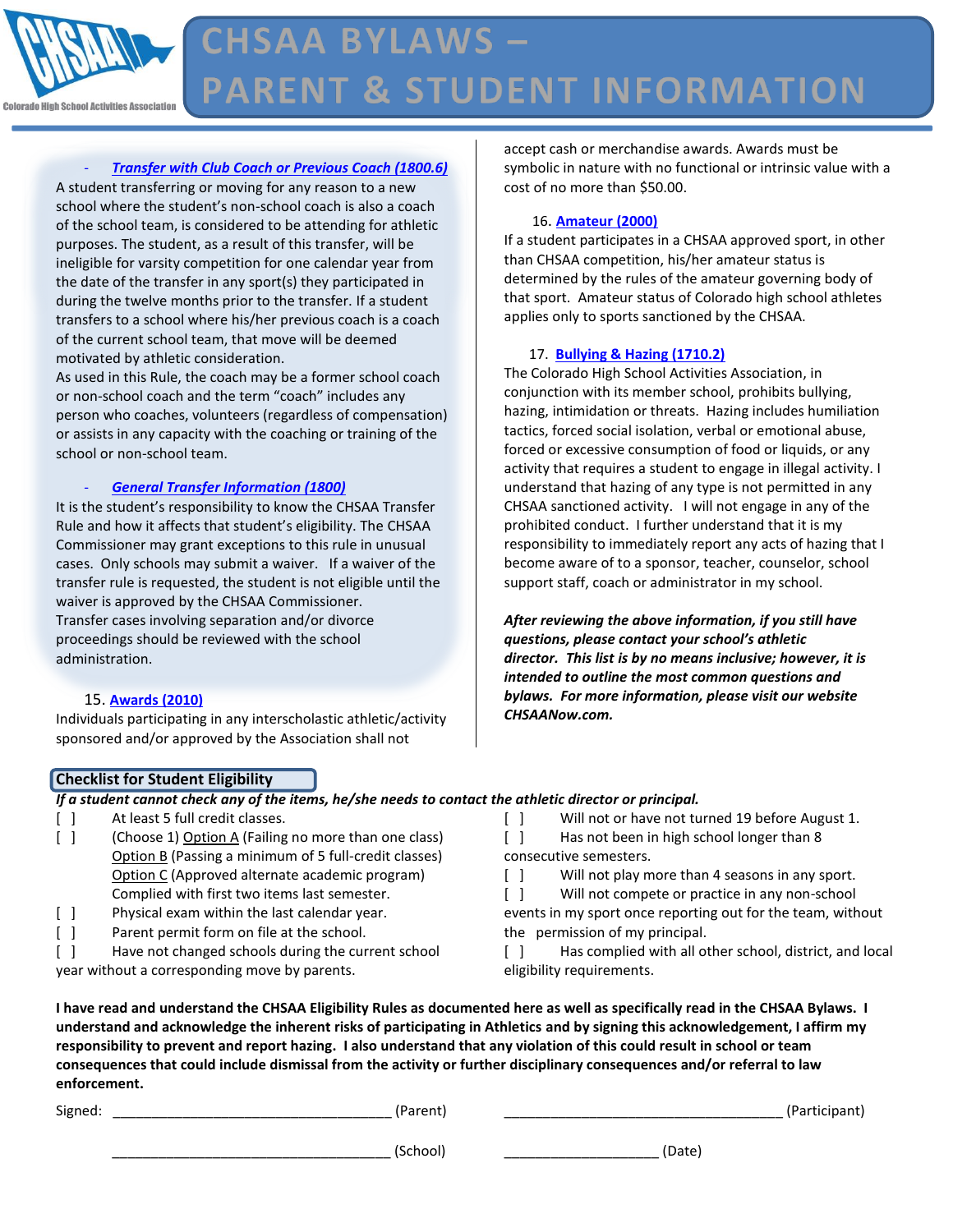# CHSAA BYLAWS – PARENT & STUDENT INFORMATION

- ***Transfer with Club Coach or Previous Coach (1800.6)***

A student transferring or moving for any reason to a new school where the student's non-school coach is also a coach of the school team, is considered to be attending for athletic purposes. The student, as a result of this transfer, will be ineligible for varsity competition for one calendar year from the date of the transfer in any sport(s) they participated in during the twelve months prior to the transfer. If a student transfers to a school where his/her previous coach is a coach of the current school team, that move will be deemed motivated by athletic consideration.
As used in this Rule, the coach may be a former school coach or non-school coach and the term "coach" includes any person who coaches, volunteers (regardless of compensation) or assists in any capacity with the coaching or training of the school or non-school team.

- ***General Transfer Information (1800)***

It is the student's responsibility to know the CHSAA Transfer Rule and how it affects that student's eligibility. The CHSAA Commissioner may grant exceptions to this rule in unusual cases. Only schools may submit a waiver. If a waiver of the transfer rule is requested, the student is not eligible until the waiver is approved by the CHSAA Commissioner.
Transfer cases involving separation and/or divorce proceedings should be reviewed with the school administration.

15. **Awards (2010)**

Individuals participating in any interscholastic athletic/activity sponsored and/or approved by the Association shall not accept cash or merchandise awards. Awards must be symbolic in nature with no functional or intrinsic value with a cost of no more than $50.00.

16. **Amateur (2000)**

If a student participates in a CHSAA approved sport, in other than CHSAA competition, his/her amateur status is determined by the rules of the amateur governing body of that sport. Amateur status of Colorado high school athletes applies only to sports sanctioned by the CHSAA.

17. **Bullying & Hazing (1710.2)**

The Colorado High School Activities Association, in conjunction with its member school, prohibits bullying, hazing, intimidation or threats. Hazing includes humiliation tactics, forced social isolation, verbal or emotional abuse, forced or excessive consumption of food or liquids, or any activity that requires a student to engage in illegal activity. I understand that hazing of any type is not permitted in any CHSAA sanctioned activity. I will not engage in any of the prohibited conduct. I further understand that it is my responsibility to immediately report any acts of hazing that I become aware of to a sponsor, teacher, counselor, school support staff, coach or administrator in my school.

***After reviewing the above information, if you still have questions, please contact your school's athletic director. This list is by no means inclusive; however, it is intended to outline the most common questions and bylaws. For more information, please visit our website CHSAANow.com.***

## Checklist for Student Eligibility

***If a student cannot check any of the items, he/she needs to contact the athletic director or principal.***

[ ] At least 5 full credit classes.

[ ] (Choose 1) Option A (Failing no more than one class)
Option B (Passing a minimum of 5 full-credit classes)
Option C (Approved alternate academic program)
Complied with first two items last semester.

[ ] Physical exam within the last calendar year.

[ ] Parent permit form on file at the school.

[ ] Have not changed schools during the current school year without a corresponding move by parents.

[ ] Will not or have not turned 19 before August 1.

[ ] Has not been in high school longer than 8 consecutive semesters.

[ ] Will not play more than 4 seasons in any sport.

[ ] Will not compete or practice in any non-school events in my sport once reporting out for the team, without the permission of my principal.

[ ] Has complied with all other school, district, and local eligibility requirements.

**I have read and understand the CHSAA Eligibility Rules as documented here as well as specifically read in the CHSAA Bylaws. I understand and acknowledge the inherent risks of participating in Athletics and by signing this acknowledgement, I affirm my responsibility to prevent and report hazing. I also understand that any violation of this could result in school or team consequences that could include dismissal from the activity or further disciplinary consequences and/or referral to law enforcement.**

Signed: ____________________________________ (Parent) ____________________________________ (Participant)

____________________________________ (School) ____________________ (Date)